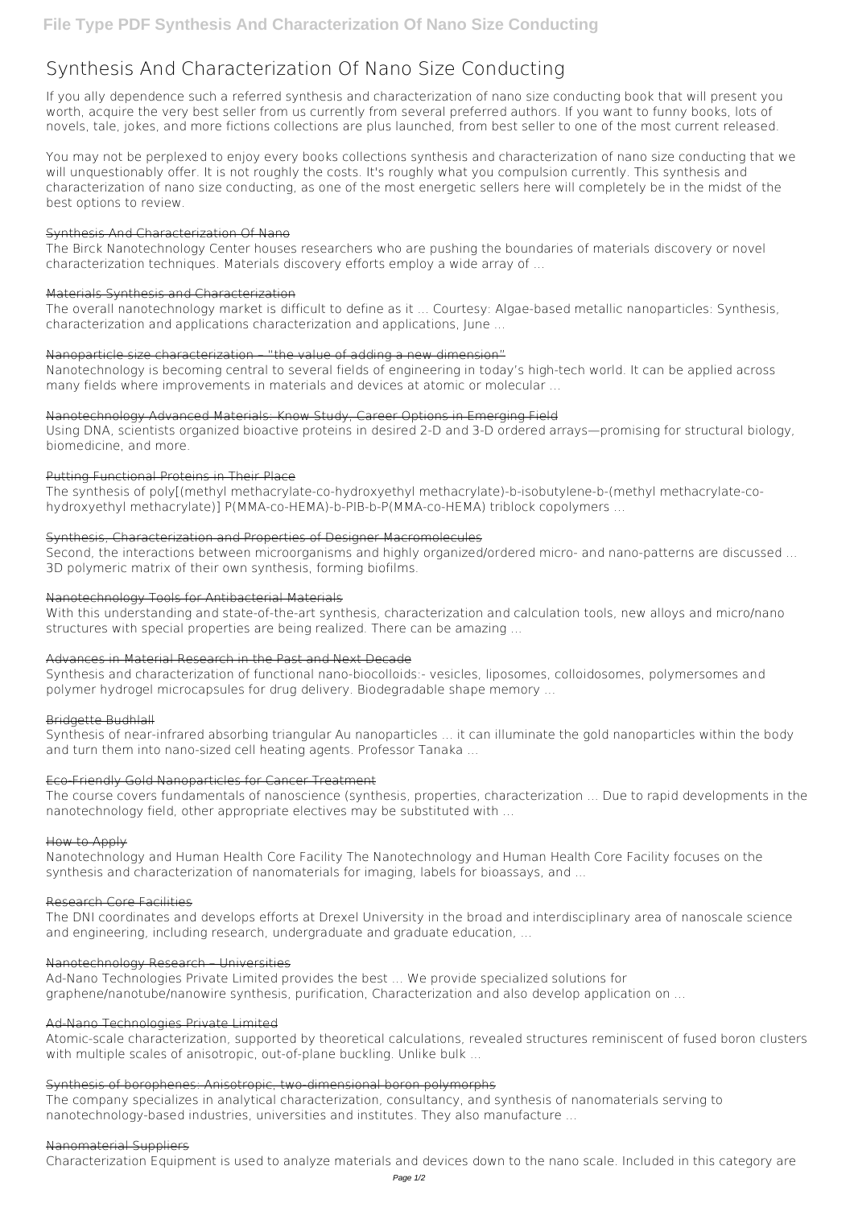# Synthesis And Characterization Of Nano Size Conducting

If you ally dependence such a referred synthesis and characterization of nano size conducting book that will present you worth, acquire the very best seller from us currently from several preferred authors. If you want to funny books, lots of novels, tale, jokes, and more fictions collections are plus launched, from best seller to one of the most current released.

You may not be perplexed to enjoy every books collections synthesis and characterization of nano size conducting that we will unquestionably offer. It is not roughly the costs. It's roughly what you compulsion currently. This synthesis and characterization of nano size conducting, as one of the most energetic sellers here will completely be in the midst of the best options to review.

## Synthesis And Characterization Of Nano

The Birck Nanotechnology Center houses researchers who are pushing the boundaries of materials discovery or novel characterization techniques. Materials discovery efforts employ a wide array of ...

## Materials Synthesis and Characterization

The overall nanotechnology market is difficult to define as it ... Courtesy: Algae-based metallic nanoparticles: Synthesis, characterization and applications characterization and applications, June ...

## Nanoparticle size characterization – "the value of adding a new dimension"

Nanotechnology is becoming central to several fields of engineering in today's high-tech world. It can be applied across many fields where improvements in materials and devices at atomic or molecular ...

## Nanotechnology Advanced Materials: Know Study, Career Options in Emerging Field

Using DNA, scientists organized bioactive proteins in desired 2-D and 3-D ordered arrays—promising for structural biology, biomedicine, and more.

## Putting Functional Proteins in Their Place

The synthesis of poly[(methyl methacrylate-co-hydroxyethyl methacrylate)-b-isobutylene-b-(methyl methacrylate-co-hydroxyethyl methacrylate)] P(MMA-co-HEMA)-b-PIB-b-P(MMA-co-HEMA) triblock copolymers ...

## Synthesis, Characterization and Properties of Designer Macromolecules

Second, the interactions between microorganisms and highly organized/ordered micro- and nano-patterns are discussed ... 3D polymeric matrix of their own synthesis, forming biofilms.

## Nanotechnology Tools for Antibacterial Materials

With this understanding and state-of-the-art synthesis, characterization and calculation tools, new alloys and micro/nano structures with special properties are being realized. There can be amazing ...

## Advances in Material Research in the Past and Next Decade

Synthesis and characterization of functional nano-biocolloids:- vesicles, liposomes, colloidosomes, polymersomes and polymer hydrogel microcapsules for drug delivery. Biodegradable shape memory ...

## Bridgette Budhlall

Synthesis of near-infrared absorbing triangular Au nanoparticles ... it can illuminate the gold nanoparticles within the body and turn them into nano-sized cell heating agents. Professor Tanaka ...

## Eco-Friendly Gold Nanoparticles for Cancer Treatment

The course covers fundamentals of nanoscience (synthesis, properties, characterization ... Due to rapid developments in the nanotechnology field, other appropriate electives may be substituted with ...

## How to Apply

Nanotechnology and Human Health Core Facility The Nanotechnology and Human Health Core Facility focuses on the synthesis and characterization of nanomaterials for imaging, labels for bioassays, and ...

## Research Core Facilities

The DNI coordinates and develops efforts at Drexel University in the broad and interdisciplinary area of nanoscale science and engineering, including research, undergraduate and graduate education, ...

## Nanotechnology Research – Universities

Ad-Nano Technologies Private Limited provides the best ... We provide specialized solutions for graphene/nanotube/nanowire synthesis, purification, Characterization and also develop application on ...

## Ad-Nano Technologies Private Limited

Atomic-scale characterization, supported by theoretical calculations, revealed structures reminiscent of fused boron clusters with multiple scales of anisotropic, out-of-plane buckling. Unlike bulk ...

## Synthesis of borophenes: Anisotropic, two-dimensional boron polymorphs

The company specializes in analytical characterization, consultancy, and synthesis of nanomaterials serving to nanotechnology-based industries, universities and institutes. They also manufacture ...

## Nanomaterial Suppliers

Characterization Equipment is used to analyze materials and devices down to the nano scale. Included in this category are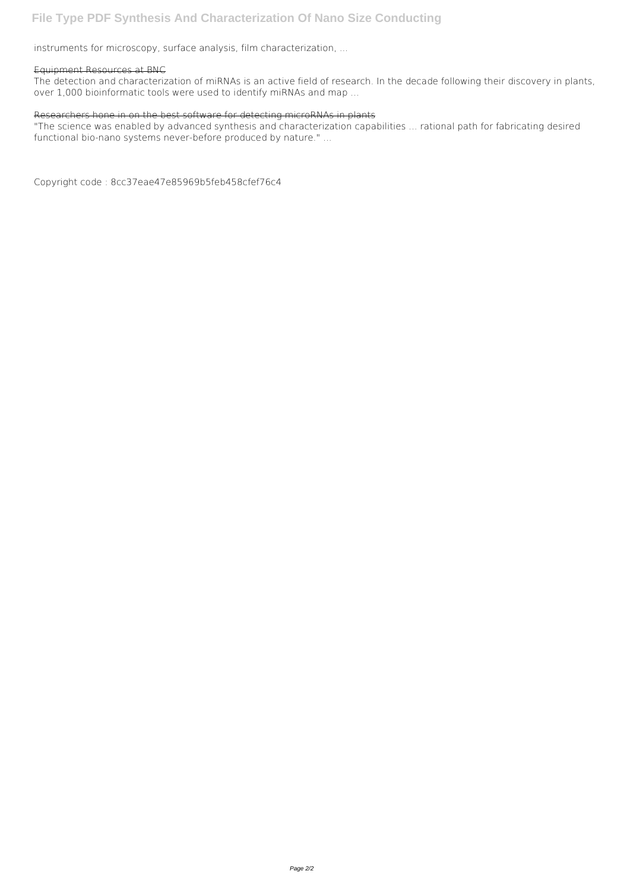instruments for microscopy, surface analysis, film characterization, ...

Equipment Resources at BNC

The detection and characterization of miRNAs is an active field of research. In the decade following their discovery in plants, over 1,000 bioinformatic tools were used to identify miRNAs and map ...

Researchers hone in on the best software for detecting microRNAs in plants

"The science was enabled by advanced synthesis and characterization capabilities ... rational path for fabricating desired functional bio-nano systems never-before produced by nature." ...

Copyright code : 8cc37eae47e85969b5feb458cfef76c4